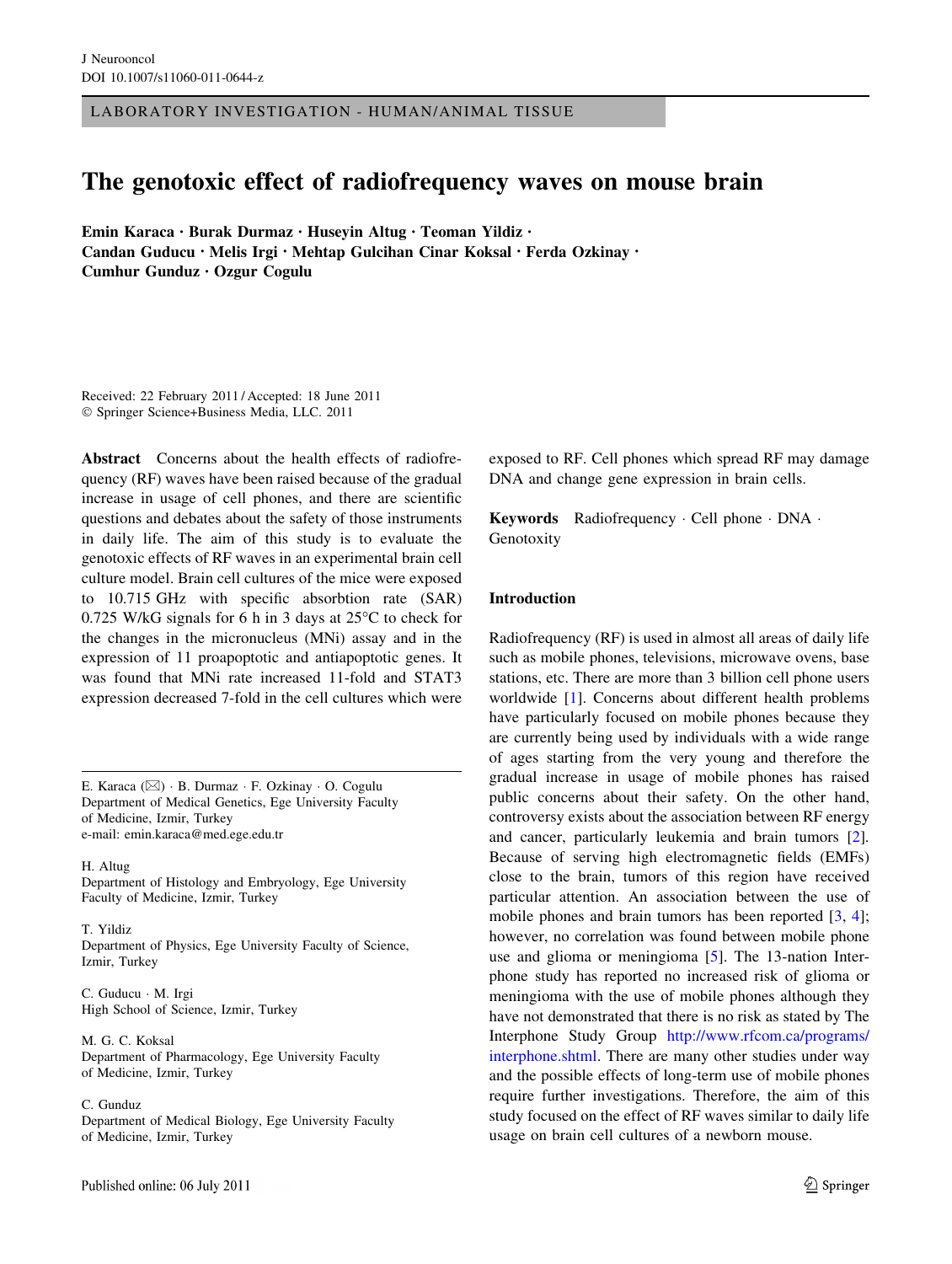LABORATORY INVESTIGATION - HUMAN/ANIMAL TISSUE

# The genotoxic effect of radiofrequency waves on mouse brain

**Emin Karaca · Burak Durmaz · Huseyin Altug · Teoman Yildiz · Candan Guducu · Melis Irgi · Mehtap Gulcihan Cinar Koksal · Ferda Ozkinay · Cumhur Gunduz · Ozgur Cogulu**

Received: 22 February 2011 / Accepted: 18 June 2011
© Springer Science+Business Media, LLC. 2011

**Abstract** Concerns about the health effects of radiofrequency (RF) waves have been raised because of the gradual increase in usage of cell phones, and there are scientific questions and debates about the safety of those instruments in daily life. The aim of this study is to evaluate the genotoxic effects of RF waves in an experimental brain cell culture model. Brain cell cultures of the mice were exposed to 10.715 GHz with specific absorbtion rate (SAR) 0.725 W/kG signals for 6 h in 3 days at 25°C to check for the changes in the micronucleus (MNi) assay and in the expression of 11 proapoptotic and antiapoptotic genes. It was found that MNi rate increased 11-fold and STAT3 expression decreased 7-fold in the cell cultures which were exposed to RF. Cell phones which spread RF may damage DNA and change gene expression in brain cells.

**Keywords** Radiofrequency · Cell phone · DNA · Genotoxity

E. Karaca (✉) · B. Durmaz · F. Ozkinay · O. Cogulu
Department of Medical Genetics, Ege University Faculty of Medicine, Izmir, Turkey
e-mail: emin.karaca@med.ege.edu.tr

H. Altug
Department of Histology and Embryology, Ege University Faculty of Medicine, Izmir, Turkey

T. Yildiz
Department of Physics, Ege University Faculty of Science, Izmir, Turkey

C. Guducu · M. Irgi
High School of Science, Izmir, Turkey

M. G. C. Koksal
Department of Pharmacology, Ege University Faculty of Medicine, Izmir, Turkey

C. Gunduz
Department of Medical Biology, Ege University Faculty of Medicine, Izmir, Turkey

## Introduction

Radiofrequency (RF) is used in almost all areas of daily life such as mobile phones, televisions, microwave ovens, base stations, etc. There are more than 3 billion cell phone users worldwide [1]. Concerns about different health problems have particularly focused on mobile phones because they are currently being used by individuals with a wide range of ages starting from the very young and therefore the gradual increase in usage of mobile phones has raised public concerns about their safety. On the other hand, controversy exists about the association between RF energy and cancer, particularly leukemia and brain tumors [2]. Because of serving high electromagnetic fields (EMFs) close to the brain, tumors of this region have received particular attention. An association between the use of mobile phones and brain tumors has been reported [3, 4]; however, no correlation was found between mobile phone use and glioma or meningioma [5]. The 13-nation Interphone study has reported no increased risk of glioma or meningioma with the use of mobile phones although they have not demonstrated that there is no risk as stated by The Interphone Study Group http://www.rfcom.ca/programs/interphone.shtml. There are many other studies under way and the possible effects of long-term use of mobile phones require further investigations. Therefore, the aim of this study focused on the effect of RF waves similar to daily life usage on brain cell cultures of a newborn mouse.

Published online: 06 July 2011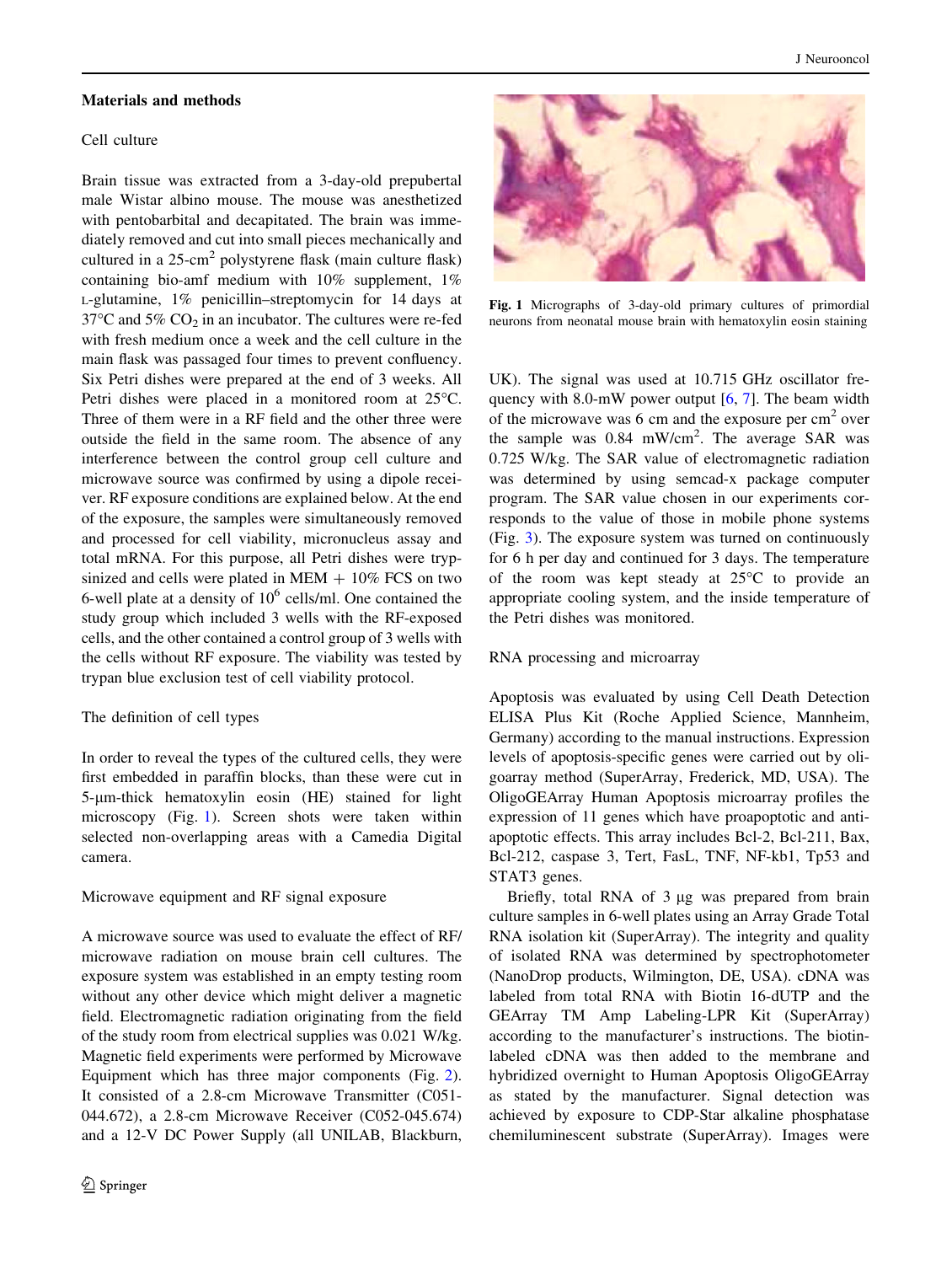## Materials and methods

### Cell culture

Brain tissue was extracted from a 3-day-old prepubertal male Wistar albino mouse. The mouse was anesthetized with pentobarbital and decapitated. The brain was immediately removed and cut into small pieces mechanically and cultured in a 25-$cm^2$ polystyrene flask (main culture flask) containing bio-amf medium with 10% supplement, 1% L-glutamine, 1% penicillin–streptomycin for 14 days at 37°C and 5% $CO_2$ in an incubator. The cultures were re-fed with fresh medium once a week and the cell culture in the main flask was passaged four times to prevent confluency. Six Petri dishes were prepared at the end of 3 weeks. All Petri dishes were placed in a monitored room at 25°C. Three of them were in a RF field and the other three were outside the field in the same room. The absence of any interference between the control group cell culture and microwave source was confirmed by using a dipole receiver. RF exposure conditions are explained below. At the end of the exposure, the samples were simultaneously removed and processed for cell viability, micronucleus assay and total mRNA. For this purpose, all Petri dishes were trypsinized and cells were plated in MEM + 10% FCS on two 6-well plate at a density of $10^6$ cells/ml. One contained the study group which included 3 wells with the RF-exposed cells, and the other contained a control group of 3 wells with the cells without RF exposure. The viability was tested by trypan blue exclusion test of cell viability protocol.

### The definition of cell types

In order to reveal the types of the cultured cells, they were first embedded in paraffin blocks, than these were cut in 5-μm-thick hematoxylin eosin (HE) stained for light microscopy (Fig. 1). Screen shots were taken within selected non-overlapping areas with a Camedia Digital camera.

### Microwave equipment and RF signal exposure

A microwave source was used to evaluate the effect of RF/microwave radiation on mouse brain cell cultures. The exposure system was established in an empty testing room without any other device which might deliver a magnetic field. Electromagnetic radiation originating from the field of the study room from electrical supplies was 0.021 W/kg. Magnetic field experiments were performed by Microwave Equipment which has three major components (Fig. 2). It consisted of a 2.8-cm Microwave Transmitter (C051-044.672), a 2.8-cm Microwave Receiver (C052-045.674) and a 12-V DC Power Supply (all UNILAB, Blackburn, UK). The signal was used at 10.715 GHz oscillator frequency with 8.0-mW power output [6, 7]. The beam width of the microwave was 6 cm and the exposure per $cm^2$ over the sample was 0.84 $mW/cm^2$. The average SAR was 0.725 W/kg. The SAR value of electromagnetic radiation was determined by using semcad-x package computer program. The SAR value chosen in our experiments corresponds to the value of those in mobile phone systems (Fig. 3). The exposure system was turned on continuously for 6 h per day and continued for 3 days. The temperature of the room was kept steady at 25°C to provide an appropriate cooling system, and the inside temperature of the Petri dishes was monitored.

**Fig. 1** Micrographs of 3-day-old primary cultures of primordial neurons from neonatal mouse brain with hematoxylin eosin staining

### RNA processing and microarray

Apoptosis was evaluated by using Cell Death Detection ELISA Plus Kit (Roche Applied Science, Mannheim, Germany) according to the manual instructions. Expression levels of apoptosis-specific genes were carried out by oligoarray method (SuperArray, Frederick, MD, USA). The OligoGEArray Human Apoptosis microarray profiles the expression of 11 genes which have proapoptotic and anti-apoptotic effects. This array includes Bcl-2, Bcl-211, Bax, Bcl-212, caspase 3, Tert, FasL, TNF, NF-kb1, Tp53 and STAT3 genes.

Briefly, total RNA of 3 μg was prepared from brain culture samples in 6-well plates using an Array Grade Total RNA isolation kit (SuperArray). The integrity and quality of isolated RNA was determined by spectrophotometer (NanoDrop products, Wilmington, DE, USA). cDNA was labeled from total RNA with Biotin 16-dUTP and the GEArray TM Amp Labeling-LPR Kit (SuperArray) according to the manufacturer's instructions. The biotin-labeled cDNA was then added to the membrane and hybridized overnight to Human Apoptosis OligoGEArray as stated by the manufacturer. Signal detection was achieved by exposure to CDP-Star alkaline phosphatase chemiluminescent substrate (SuperArray). Images were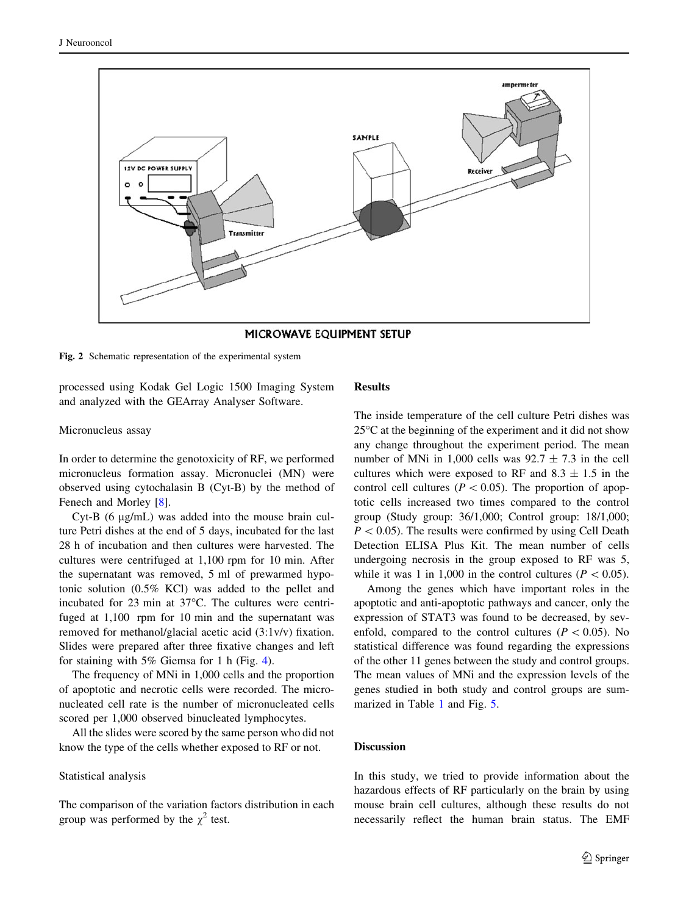MICROWAVE EQUIPMENT SETUP

**Fig. 2** Schematic representation of the experimental system

processed using Kodak Gel Logic 1500 Imaging System and analyzed with the GEArray Analyser Software.

### Micronucleus assay

In order to determine the genotoxicity of RF, we performed micronucleus formation assay. Micronuclei (MN) were observed using cytochalasin B (Cyt-B) by the method of Fenech and Morley [8].

Cyt-B (6 μg/mL) was added into the mouse brain culture Petri dishes at the end of 5 days, incubated for the last 28 h of incubation and then cultures were harvested. The cultures were centrifuged at 1,100 rpm for 10 min. After the supernatant was removed, 5 ml of prewarmed hypotonic solution (0.5% KCl) was added to the pellet and incubated for 23 min at 37°C. The cultures were centrifuged at 1,100 rpm for 10 min and the supernatant was removed for methanol/glacial acetic acid (3:1v/v) fixation. Slides were prepared after three fixative changes and left for staining with 5% Giemsa for 1 h (Fig. 4).

The frequency of MNi in 1,000 cells and the proportion of apoptotic and necrotic cells were recorded. The micronucleated cell rate is the number of micronucleated cells scored per 1,000 observed binucleated lymphocytes.

All the slides were scored by the same person who did not know the type of the cells whether exposed to RF or not.

### Statistical analysis

The comparison of the variation factors distribution in each group was performed by the $\chi^2$ test.

## Results

The inside temperature of the cell culture Petri dishes was 25°C at the beginning of the experiment and it did not show any change throughout the experiment period. The mean number of MNi in 1,000 cells was $92.7 \pm 7.3$ in the cell cultures which were exposed to RF and $8.3 \pm 1.5$ in the control cell cultures ($P < 0.05$). The proportion of apoptotic cells increased two times compared to the control group (Study group: 36/1,000; Control group: 18/1,000; $P < 0.05$). The results were confirmed by using Cell Death Detection ELISA Plus Kit. The mean number of cells undergoing necrosis in the group exposed to RF was 5, while it was 1 in 1,000 in the control cultures ($P < 0.05$).

Among the genes which have important roles in the apoptotic and anti-apoptotic pathways and cancer, only the expression of STAT3 was found to be decreased, by sevenfold, compared to the control cultures ($P < 0.05$). No statistical difference was found regarding the expressions of the other 11 genes between the study and control groups. The mean values of MNi and the expression levels of the genes studied in both study and control groups are summarized in Table 1 and Fig. 5.

## Discussion

In this study, we tried to provide information about the hazardous effects of RF particularly on the brain by using mouse brain cell cultures, although these results do not necessarily reflect the human brain status. The EMF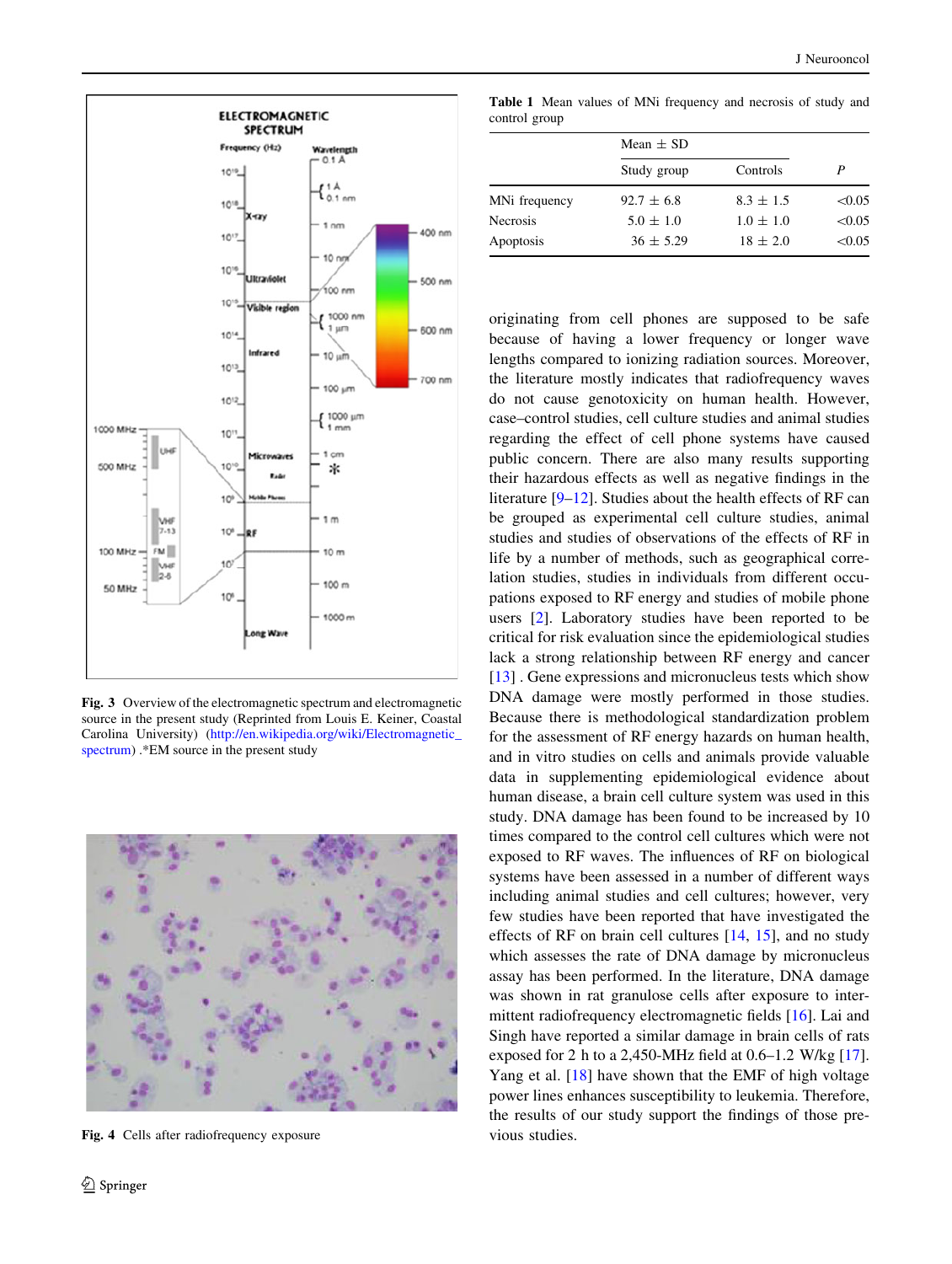Fig. 3 Overview of the electromagnetic spectrum and electromagnetic source in the present study (Reprinted from Louis E. Keiner, Coastal Carolina University) (http://en.wikipedia.org/wiki/Electromagnetic_spectrum) .*EM source in the present study

Fig. 4 Cells after radiofrequency exposure

**Table 1** Mean values of MNi frequency and necrosis of study and control group

| | Mean ± SD | | P |
|---|---|---|---|
| | Study group | Controls | |
| MNi frequency | 92.7 ± 6.8 | 8.3 ± 1.5 | <0.05 |
| Necrosis | 5.0 ± 1.0 | 1.0 ± 1.0 | <0.05 |
| Apoptosis | 36 ± 5.29 | 18 ± 2.0 | <0.05 |

originating from cell phones are supposed to be safe because of having a lower frequency or longer wave lengths compared to ionizing radiation sources. Moreover, the literature mostly indicates that radiofrequency waves do not cause genotoxicity on human health. However, case–control studies, cell culture studies and animal studies regarding the effect of cell phone systems have caused public concern. There are also many results supporting their hazardous effects as well as negative findings in the literature [9–12]. Studies about the health effects of RF can be grouped as experimental cell culture studies, animal studies and studies of observations of the effects of RF in life by a number of methods, such as geographical correlation studies, studies in individuals from different occupations exposed to RF energy and studies of mobile phone users [2]. Laboratory studies have been reported to be critical for risk evaluation since the epidemiological studies lack a strong relationship between RF energy and cancer [13] . Gene expressions and micronucleus tests which show DNA damage were mostly performed in those studies. Because there is methodological standardization problem for the assessment of RF energy hazards on human health, and in vitro studies on cells and animals provide valuable data in supplementing epidemiological evidence about human disease, a brain cell culture system was used in this study. DNA damage has been found to be increased by 10 times compared to the control cell cultures which were not exposed to RF waves. The influences of RF on biological systems have been assessed in a number of different ways including animal studies and cell cultures; however, very few studies have been reported that have investigated the effects of RF on brain cell cultures [14, 15], and no study which assesses the rate of DNA damage by micronucleus assay has been performed. In the literature, DNA damage was shown in rat granulose cells after exposure to intermittent radiofrequency electromagnetic fields [16]. Lai and Singh have reported a similar damage in brain cells of rats exposed for 2 h to a 2,450-MHz field at 0.6–1.2 W/kg [17]. Yang et al. [18] have shown that the EMF of high voltage power lines enhances susceptibility to leukemia. Therefore, the results of our study support the findings of those previous studies.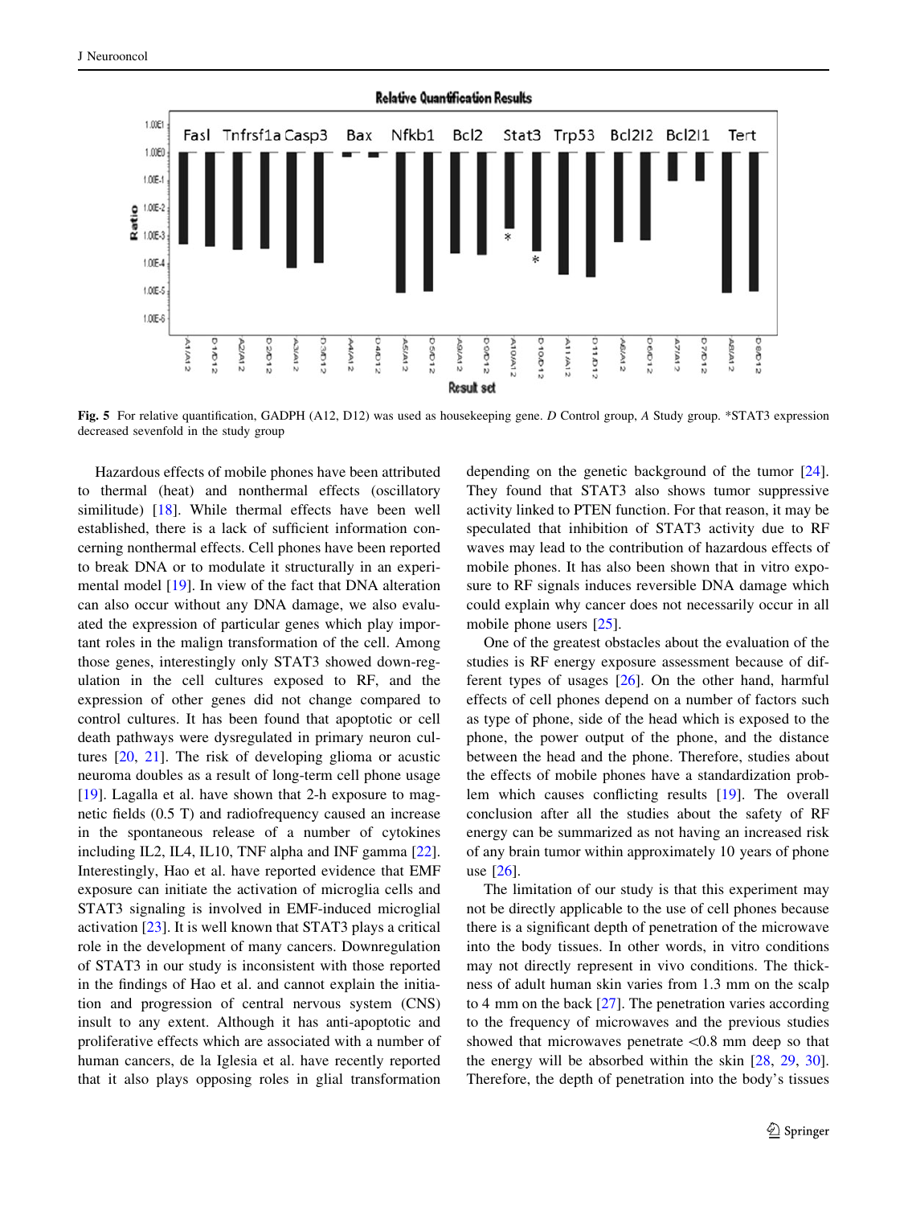**Fig. 5** For relative quantification, GADPH (A12, D12) was used as housekeeping gene. *D* Control group, *A* Study group. *STAT3 expression decreased sevenfold in the study group

Hazardous effects of mobile phones have been attributed to thermal (heat) and nonthermal effects (oscillatory similitude) [18]. While thermal effects have been well established, there is a lack of sufficient information concerning nonthermal effects. Cell phones have been reported to break DNA or to modulate it structurally in an experimental model [19]. In view of the fact that DNA alteration can also occur without any DNA damage, we also evaluated the expression of particular genes which play important roles in the malign transformation of the cell. Among those genes, interestingly only STAT3 showed down-regulation in the cell cultures exposed to RF, and the expression of other genes did not change compared to control cultures. It has been found that apoptotic or cell death pathways were dysregulated in primary neuron cultures [20, 21]. The risk of developing glioma or acustic neuroma doubles as a result of long-term cell phone usage [19]. Lagalla et al. have shown that 2-h exposure to magnetic fields (0.5 T) and radiofrequency caused an increase in the spontaneous release of a number of cytokines including IL2, IL4, IL10, TNF alpha and INF gamma [22]. Interestingly, Hao et al. have reported evidence that EMF exposure can initiate the activation of microglia cells and STAT3 signaling is involved in EMF-induced microglial activation [23]. It is well known that STAT3 plays a critical role in the development of many cancers. Downregulation of STAT3 in our study is inconsistent with those reported in the findings of Hao et al. and cannot explain the initiation and progression of central nervous system (CNS) insult to any extent. Although it has anti-apoptotic and proliferative effects which are associated with a number of human cancers, de la Iglesia et al. have recently reported that it also plays opposing roles in glial transformation depending on the genetic background of the tumor [24]. They found that STAT3 also shows tumor suppressive activity linked to PTEN function. For that reason, it may be speculated that inhibition of STAT3 activity due to RF waves may lead to the contribution of hazardous effects of mobile phones. It has also been shown that in vitro exposure to RF signals induces reversible DNA damage which could explain why cancer does not necessarily occur in all mobile phone users [25].

One of the greatest obstacles about the evaluation of the studies is RF energy exposure assessment because of different types of usages [26]. On the other hand, harmful effects of cell phones depend on a number of factors such as type of phone, side of the head which is exposed to the phone, the power output of the phone, and the distance between the head and the phone. Therefore, studies about the effects of mobile phones have a standardization problem which causes conflicting results [19]. The overall conclusion after all the studies about the safety of RF energy can be summarized as not having an increased risk of any brain tumor within approximately 10 years of phone use [26].

The limitation of our study is that this experiment may not be directly applicable to the use of cell phones because there is a significant depth of penetration of the microwave into the body tissues. In other words, in vitro conditions may not directly represent in vivo conditions. The thickness of adult human skin varies from 1.3 mm on the scalp to 4 mm on the back [27]. The penetration varies according to the frequency of microwaves and the previous studies showed that microwaves penetrate <0.8 mm deep so that the energy will be absorbed within the skin [28, 29, 30]. Therefore, the depth of penetration into the body's tissues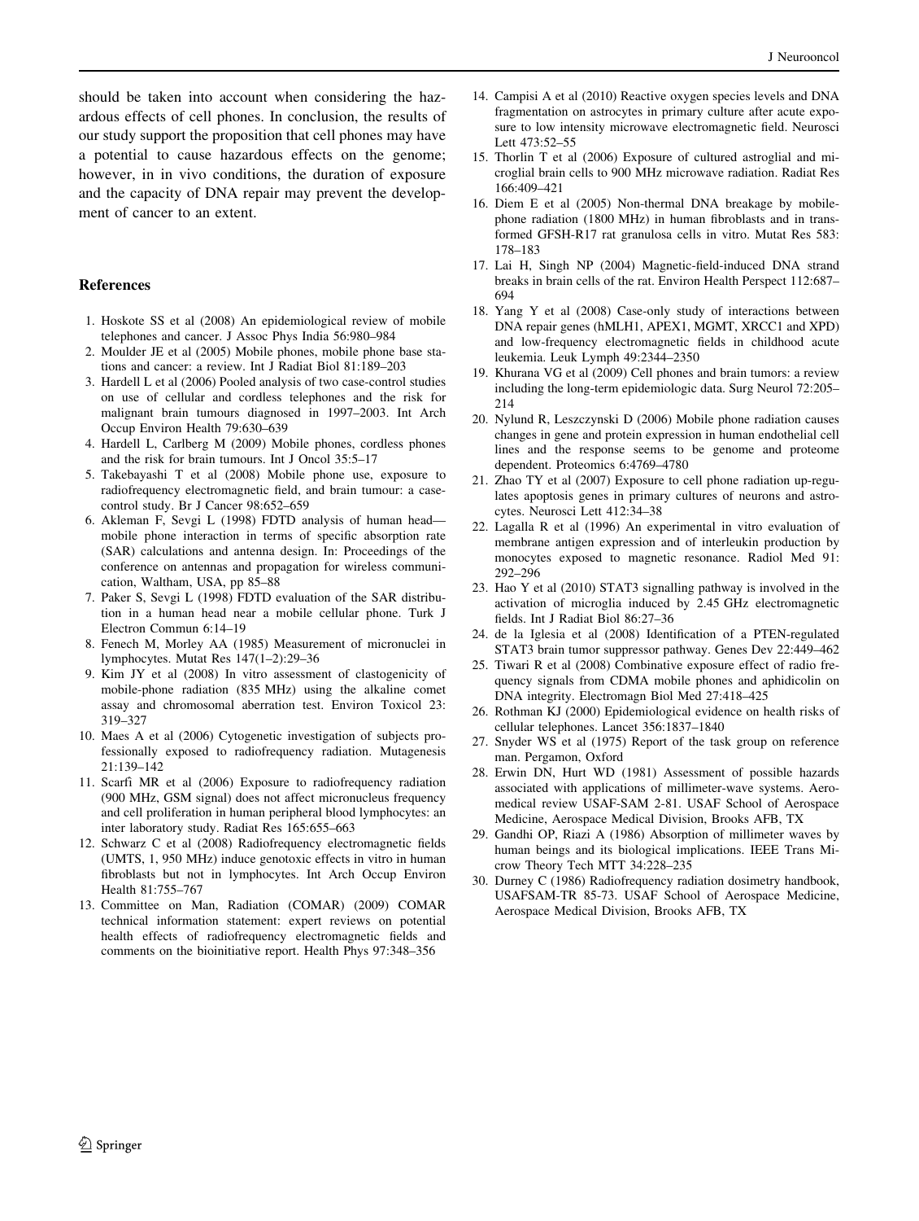should be taken into account when considering the hazardous effects of cell phones. In conclusion, the results of our study support the proposition that cell phones may have a potential to cause hazardous effects on the genome; however, in in vivo conditions, the duration of exposure and the capacity of DNA repair may prevent the development of cancer to an extent.

## References

1. Hoskote SS et al (2008) An epidemiological review of mobile telephones and cancer. J Assoc Phys India 56:980–984
2. Moulder JE et al (2005) Mobile phones, mobile phone base stations and cancer: a review. Int J Radiat Biol 81:189–203
3. Hardell L et al (2006) Pooled analysis of two case-control studies on use of cellular and cordless telephones and the risk for malignant brain tumours diagnosed in 1997–2003. Int Arch Occup Environ Health 79:630–639
4. Hardell L, Carlberg M (2009) Mobile phones, cordless phones and the risk for brain tumours. Int J Oncol 35:5–17
5. Takebayashi T et al (2008) Mobile phone use, exposure to radiofrequency electromagnetic field, and brain tumour: a case-control study. Br J Cancer 98:652–659
6. Akleman F, Sevgi L (1998) FDTD analysis of human head—mobile phone interaction in terms of specific absorption rate (SAR) calculations and antenna design. In: Proceedings of the conference on antennas and propagation for wireless communication, Waltham, USA, pp 85–88
7. Paker S, Sevgi L (1998) FDTD evaluation of the SAR distribution in a human head near a mobile cellular phone. Turk J Electron Commun 6:14–19
8. Fenech M, Morley AA (1985) Measurement of micronuclei in lymphocytes. Mutat Res 147(1–2):29–36
9. Kim JY et al (2008) In vitro assessment of clastogenicity of mobile-phone radiation (835 MHz) using the alkaline comet assay and chromosomal aberration test. Environ Toxicol 23: 319–327
10. Maes A et al (2006) Cytogenetic investigation of subjects professionally exposed to radiofrequency radiation. Mutagenesis 21:139–142
11. Scarfi MR et al (2006) Exposure to radiofrequency radiation (900 MHz, GSM signal) does not affect micronucleus frequency and cell proliferation in human peripheral blood lymphocytes: an inter laboratory study. Radiat Res 165:655–663
12. Schwarz C et al (2008) Radiofrequency electromagnetic fields (UMTS, 1, 950 MHz) induce genotoxic effects in vitro in human fibroblasts but not in lymphocytes. Int Arch Occup Environ Health 81:755–767
13. Committee on Man, Radiation (COMAR) (2009) COMAR technical information statement: expert reviews on potential health effects of radiofrequency electromagnetic fields and comments on the bioinitiative report. Health Phys 97:348–356
14. Campisi A et al (2010) Reactive oxygen species levels and DNA fragmentation on astrocytes in primary culture after acute exposure to low intensity microwave electromagnetic field. Neurosci Lett 473:52–55
15. Thorlin T et al (2006) Exposure of cultured astroglial and microglial brain cells to 900 MHz microwave radiation. Radiat Res 166:409–421
16. Diem E et al (2005) Non-thermal DNA breakage by mobile-phone radiation (1800 MHz) in human fibroblasts and in transformed GFSH-R17 rat granulosa cells in vitro. Mutat Res 583: 178–183
17. Lai H, Singh NP (2004) Magnetic-field-induced DNA strand breaks in brain cells of the rat. Environ Health Perspect 112:687–694
18. Yang Y et al (2008) Case-only study of interactions between DNA repair genes (hMLH1, APEX1, MGMT, XRCC1 and XPD) and low-frequency electromagnetic fields in childhood acute leukemia. Leuk Lymph 49:2344–2350
19. Khurana VG et al (2009) Cell phones and brain tumors: a review including the long-term epidemiologic data. Surg Neurol 72:205–214
20. Nylund R, Leszczynski D (2006) Mobile phone radiation causes changes in gene and protein expression in human endothelial cell lines and the response seems to be genome and proteome dependent. Proteomics 6:4769–4780
21. Zhao TY et al (2007) Exposure to cell phone radiation up-regulates apoptosis genes in primary cultures of neurons and astrocytes. Neurosci Lett 412:34–38
22. Lagalla R et al (1996) An experimental in vitro evaluation of membrane antigen expression and of interleukin production by monocytes exposed to magnetic resonance. Radiol Med 91: 292–296
23. Hao Y et al (2010) STAT3 signalling pathway is involved in the activation of microglia induced by 2.45 GHz electromagnetic fields. Int J Radiat Biol 86:27–36
24. de la Iglesia et al (2008) Identification of a PTEN-regulated STAT3 brain tumor suppressor pathway. Genes Dev 22:449–462
25. Tiwari R et al (2008) Combinative exposure effect of radio frequency signals from CDMA mobile phones and aphidicolin on DNA integrity. Electromagn Biol Med 27:418–425
26. Rothman KJ (2000) Epidemiological evidence on health risks of cellular telephones. Lancet 356:1837–1840
27. Snyder WS et al (1975) Report of the task group on reference man. Pergamon, Oxford
28. Erwin DN, Hurt WD (1981) Assessment of possible hazards associated with applications of millimeter-wave systems. Aeromedical review USAF-SAM 2-81. USAF School of Aerospace Medicine, Aerospace Medical Division, Brooks AFB, TX
29. Gandhi OP, Riazi A (1986) Absorption of millimeter waves by human beings and its biological implications. IEEE Trans Microw Theory Tech MTT 34:228–235
30. Durney C (1986) Radiofrequency radiation dosimetry handbook, USAFSAM-TR 85-73. USAF School of Aerospace Medicine, Aerospace Medical Division, Brooks AFB, TX